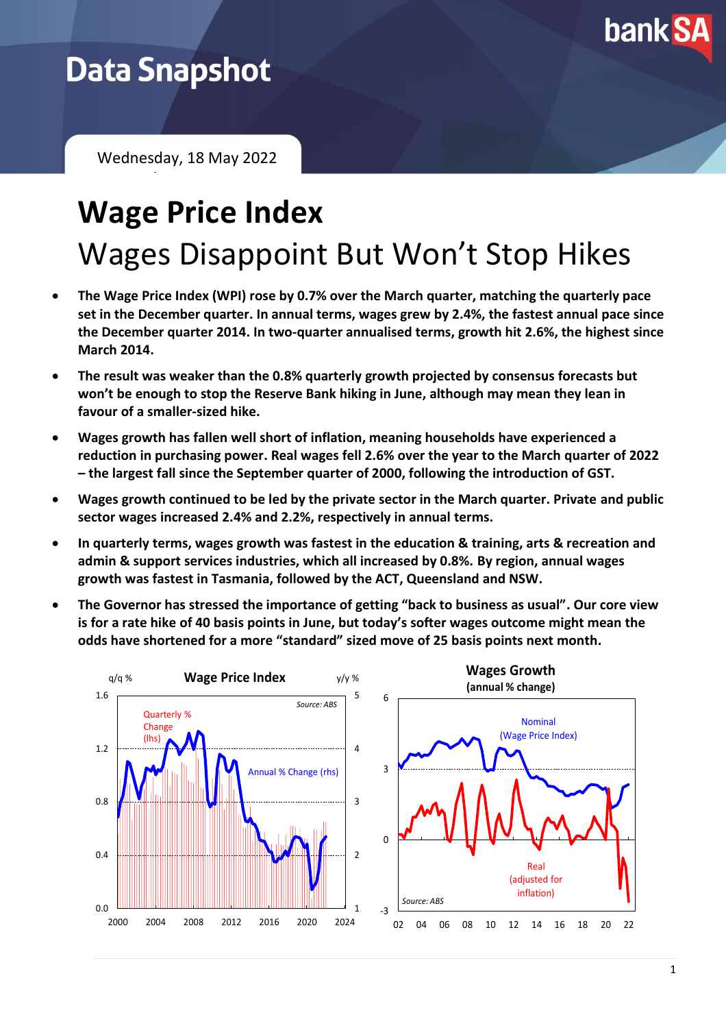# Data Snapshot

Wednesday, 18 May 2022

# Wage Price Index

## Wages Disappoint But Won't Stop Hikes

- **The Wage Price Index (WPI) rose by 0.7% over the March quarter, matching the quarterly pace set in the December quarter. In annual terms, wages grew by 2.4%, the fastest annual pace since the December quarter 2014. In two-quarter annualised terms, growth hit 2.6%, the highest since March 2014.**
- **The result was weaker than the 0.8% quarterly growth projected by consensus forecasts but won't be enough to stop the Reserve Bank hiking in June, although may mean they lean in favour of a smaller-sized hike.**
- **Wages growth has fallen well short of inflation, meaning households have experienced a reduction in purchasing power. Real wages fell 2.6% over the year to the March quarter of 2022 – the largest fall since the September quarter of 2000, following the introduction of GST.**
- **Wages growth continued to be led by the private sector in the March quarter. Private and public sector wages increased 2.4% and 2.2%, respectively in annual terms.**
- **In quarterly terms, wages growth was fastest in the education & training, arts & recreation and admin & support services industries, which all increased by 0.8%. By region, annual wages growth was fastest in Tasmania, followed by the ACT, Queensland and NSW.**
- **The Governor has stressed the importance of getting "back to business as usual". Our core view is for a rate hike of 40 basis points in June, but today's softer wages outcome might mean the odds have shortened for a more "standard" sized move of 25 basis points next month.**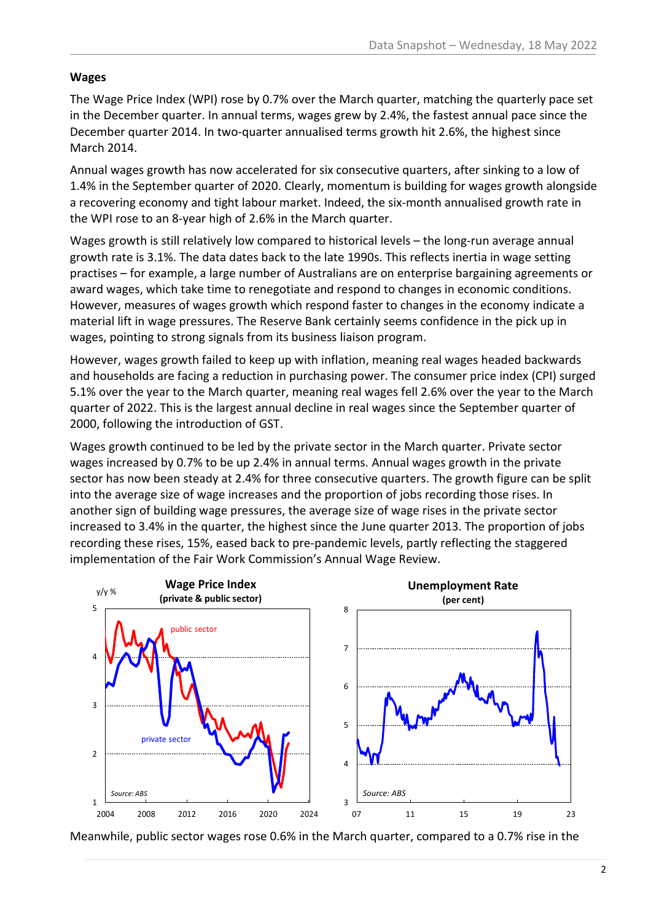**Wages**

The Wage Price Index (WPI) rose by 0.7% over the March quarter, matching the quarterly pace set in the December quarter. In annual terms, wages grew by 2.4%, the fastest annual pace since the December quarter 2014. In two-quarter annualised terms growth hit 2.6%, the highest since March 2014.

Annual wages growth has now accelerated for six consecutive quarters, after sinking to a low of 1.4% in the September quarter of 2020. Clearly, momentum is building for wages growth alongside a recovering economy and tight labour market. Indeed, the six-month annualised growth rate in the WPI rose to an 8-year high of 2.6% in the March quarter.

Wages growth is still relatively low compared to historical levels – the long-run average annual growth rate is 3.1%. The data dates back to the late 1990s. This reflects inertia in wage setting practises – for example, a large number of Australians are on enterprise bargaining agreements or award wages, which take time to renegotiate and respond to changes in economic conditions. However, measures of wages growth which respond faster to changes in the economy indicate a material lift in wage pressures. The Reserve Bank certainly seems confidence in the pick up in wages, pointing to strong signals from its business liaison program.

However, wages growth failed to keep up with inflation, meaning real wages headed backwards and households are facing a reduction in purchasing power. The consumer price index (CPI) surged 5.1% over the year to the March quarter, meaning real wages fell 2.6% over the year to the March quarter of 2022. This is the largest annual decline in real wages since the September quarter of 2000, following the introduction of GST.

Wages growth continued to be led by the private sector in the March quarter. Private sector wages increased by 0.7% to be up 2.4% in annual terms. Annual wages growth in the private sector has now been steady at 2.4% for three consecutive quarters. The growth figure can be split into the average size of wage increases and the proportion of jobs recording those rises. In another sign of building wage pressures, the average size of wage rises in the private sector increased to 3.4% in the quarter, the highest since the June quarter 2013. The proportion of jobs recording these rises, 15%, eased back to pre-pandemic levels, partly reflecting the staggered implementation of the Fair Work Commission's Annual Wage Review.

Meanwhile, public sector wages rose 0.6% in the March quarter, compared to a 0.7% rise in the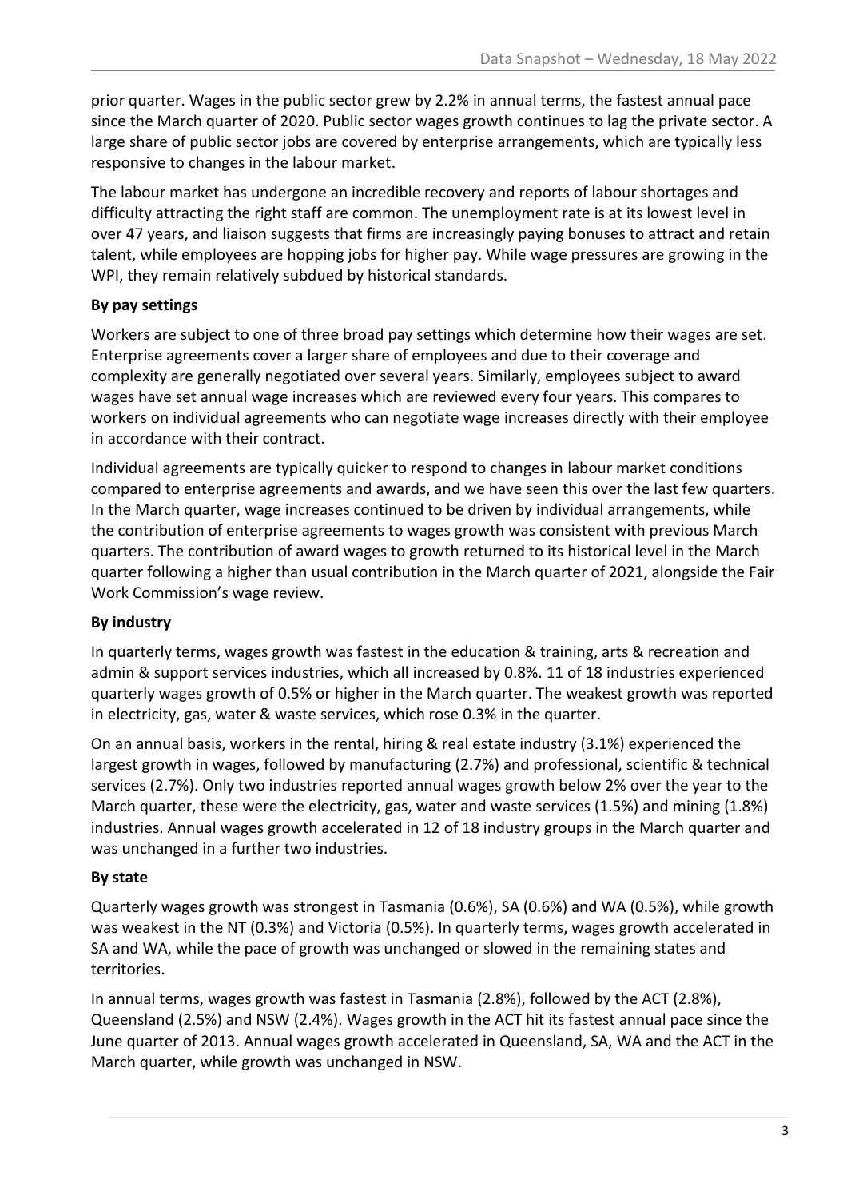prior quarter. Wages in the public sector grew by 2.2% in annual terms, the fastest annual pace since the March quarter of 2020. Public sector wages growth continues to lag the private sector. A large share of public sector jobs are covered by enterprise arrangements, which are typically less responsive to changes in the labour market.

The labour market has undergone an incredible recovery and reports of labour shortages and difficulty attracting the right staff are common. The unemployment rate is at its lowest level in over 47 years, and liaison suggests that firms are increasingly paying bonuses to attract and retain talent, while employees are hopping jobs for higher pay. While wage pressures are growing in the WPI, they remain relatively subdued by historical standards.

**By pay settings**

Workers are subject to one of three broad pay settings which determine how their wages are set. Enterprise agreements cover a larger share of employees and due to their coverage and complexity are generally negotiated over several years. Similarly, employees subject to award wages have set annual wage increases which are reviewed every four years. This compares to workers on individual agreements who can negotiate wage increases directly with their employee in accordance with their contract.

Individual agreements are typically quicker to respond to changes in labour market conditions compared to enterprise agreements and awards, and we have seen this over the last few quarters. In the March quarter, wage increases continued to be driven by individual arrangements, while the contribution of enterprise agreements to wages growth was consistent with previous March quarters. The contribution of award wages to growth returned to its historical level in the March quarter following a higher than usual contribution in the March quarter of 2021, alongside the Fair Work Commission's wage review.

**By industry**

In quarterly terms, wages growth was fastest in the education & training, arts & recreation and admin & support services industries, which all increased by 0.8%. 11 of 18 industries experienced quarterly wages growth of 0.5% or higher in the March quarter. The weakest growth was reported in electricity, gas, water & waste services, which rose 0.3% in the quarter.

On an annual basis, workers in the rental, hiring & real estate industry (3.1%) experienced the largest growth in wages, followed by manufacturing (2.7%) and professional, scientific & technical services (2.7%). Only two industries reported annual wages growth below 2% over the year to the March quarter, these were the electricity, gas, water and waste services (1.5%) and mining (1.8%) industries. Annual wages growth accelerated in 12 of 18 industry groups in the March quarter and was unchanged in a further two industries.

**By state**

Quarterly wages growth was strongest in Tasmania (0.6%), SA (0.6%) and WA (0.5%), while growth was weakest in the NT (0.3%) and Victoria (0.5%). In quarterly terms, wages growth accelerated in SA and WA, while the pace of growth was unchanged or slowed in the remaining states and territories.

In annual terms, wages growth was fastest in Tasmania (2.8%), followed by the ACT (2.8%), Queensland (2.5%) and NSW (2.4%). Wages growth in the ACT hit its fastest annual pace since the June quarter of 2013. Annual wages growth accelerated in Queensland, SA, WA and the ACT in the March quarter, while growth was unchanged in NSW.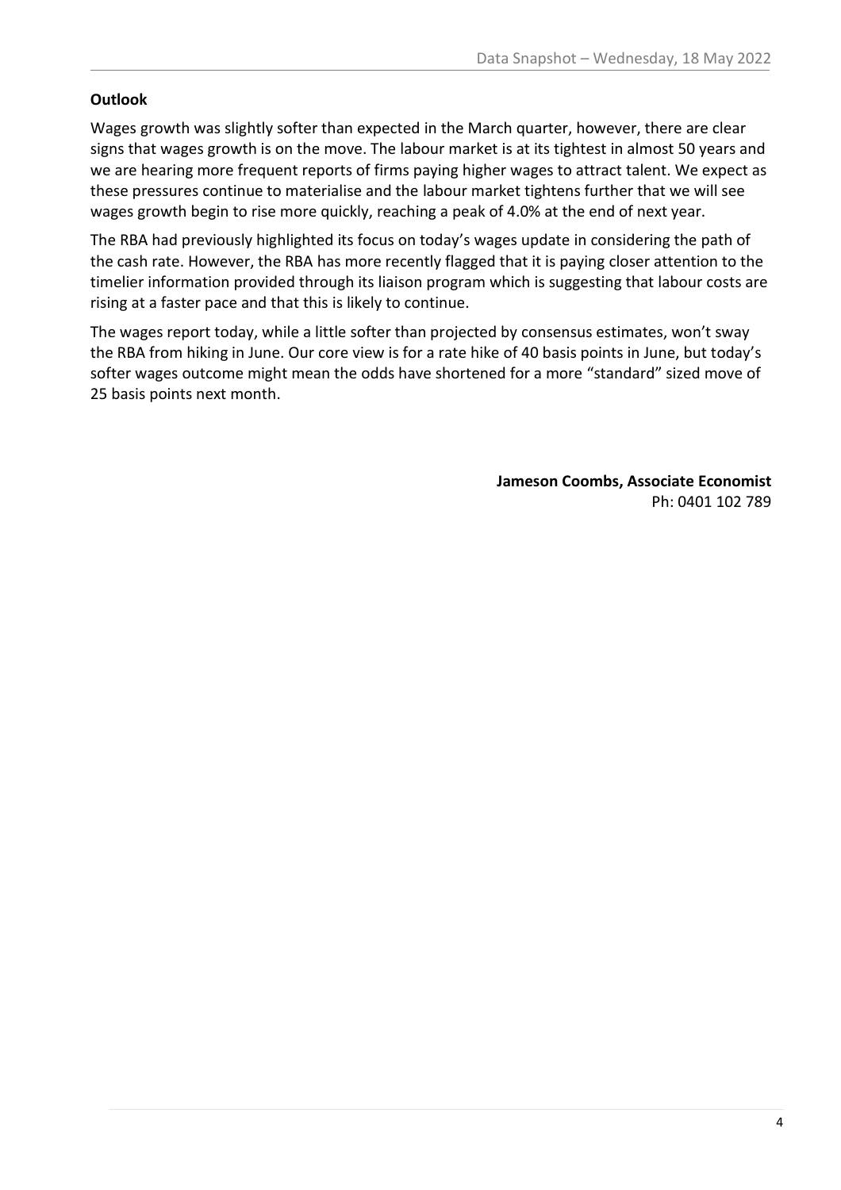**Outlook**

Wages growth was slightly softer than expected in the March quarter, however, there are clear signs that wages growth is on the move. The labour market is at its tightest in almost 50 years and we are hearing more frequent reports of firms paying higher wages to attract talent. We expect as these pressures continue to materialise and the labour market tightens further that we will see wages growth begin to rise more quickly, reaching a peak of 4.0% at the end of next year.

The RBA had previously highlighted its focus on today's wages update in considering the path of the cash rate. However, the RBA has more recently flagged that it is paying closer attention to the timelier information provided through its liaison program which is suggesting that labour costs are rising at a faster pace and that this is likely to continue.

The wages report today, while a little softer than projected by consensus estimates, won't sway the RBA from hiking in June. Our core view is for a rate hike of 40 basis points in June, but today's softer wages outcome might mean the odds have shortened for a more "standard" sized move of 25 basis points next month.

**Jameson Coombs, Associate Economist**
Ph: 0401 102 789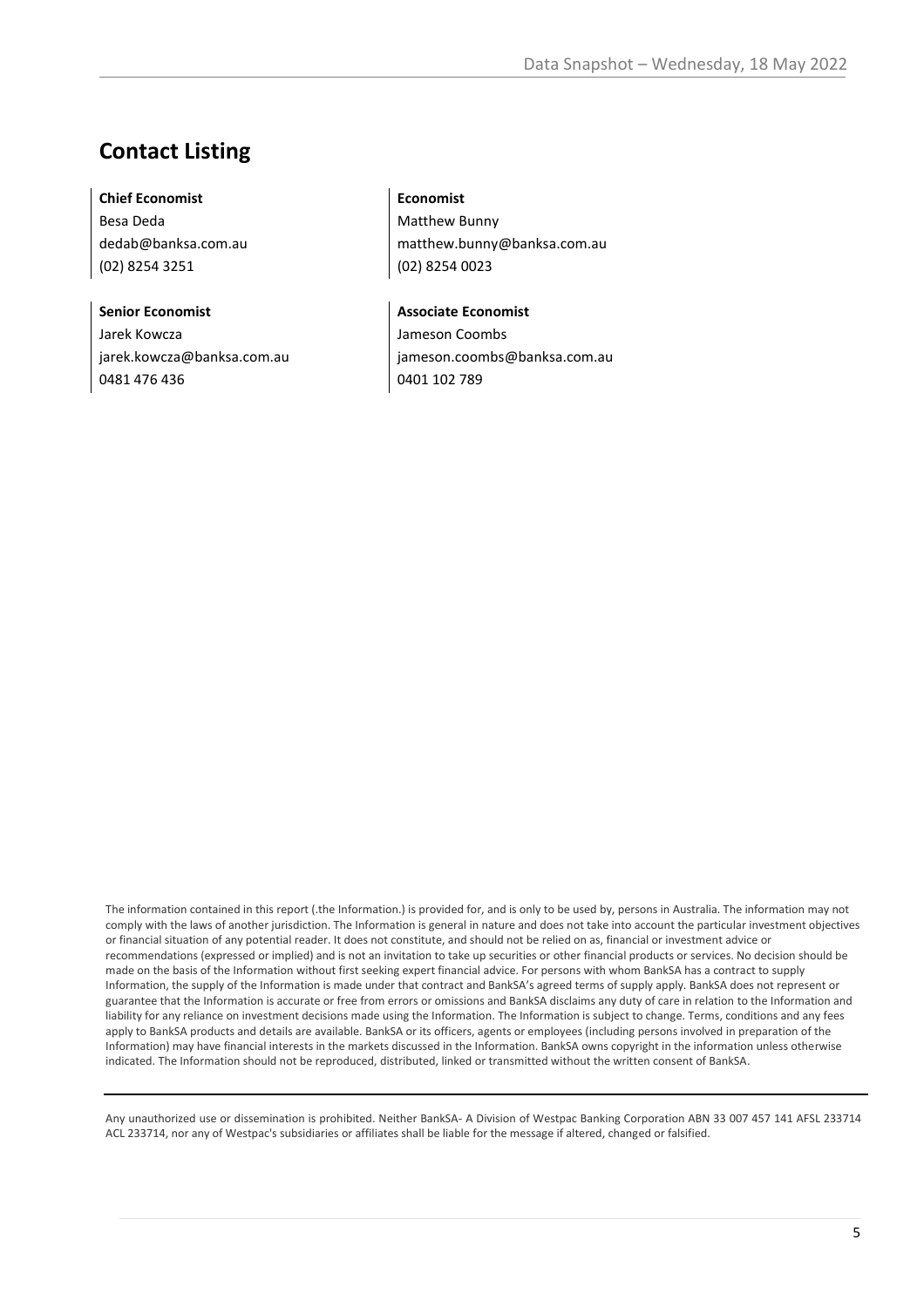## Contact Listing

**Chief Economist**
Besa Deda
dedab@banksa.com.au
(02) 8254 3251

**Senior Economist**
Jarek Kowcza
jarek.kowcza@banksa.com.au
0481 476 436

**Economist**
Matthew Bunny
matthew.bunny@banksa.com.au
(02) 8254 0023

**Associate Economist**
Jameson Coombs
jameson.coombs@banksa.com.au
0401 102 789

The information contained in this report (.the Information.) is provided for, and is only to be used by, persons in Australia. The information may not comply with the laws of another jurisdiction. The Information is general in nature and does not take into account the particular investment objectives or financial situation of any potential reader. It does not constitute, and should not be relied on as, financial or investment advice or recommendations (expressed or implied) and is not an invitation to take up securities or other financial products or services. No decision should be made on the basis of the Information without first seeking expert financial advice. For persons with whom BankSA has a contract to supply Information, the supply of the Information is made under that contract and BankSA's agreed terms of supply apply. BankSA does not represent or guarantee that the Information is accurate or free from errors or omissions and BankSA disclaims any duty of care in relation to the Information and liability for any reliance on investment decisions made using the Information. The Information is subject to change. Terms, conditions and any fees apply to BankSA products and details are available. BankSA or its officers, agents or employees (including persons involved in preparation of the Information) may have financial interests in the markets discussed in the Information. BankSA owns copyright in the information unless otherwise indicated. The Information should not be reproduced, distributed, linked or transmitted without the written consent of BankSA.

---

Any unauthorized use or dissemination is prohibited. Neither BankSA- A Division of Westpac Banking Corporation ABN 33 007 457 141 AFSL 233714 ACL 233714, nor any of Westpac's subsidiaries or affiliates shall be liable for the message if altered, changed or falsified.